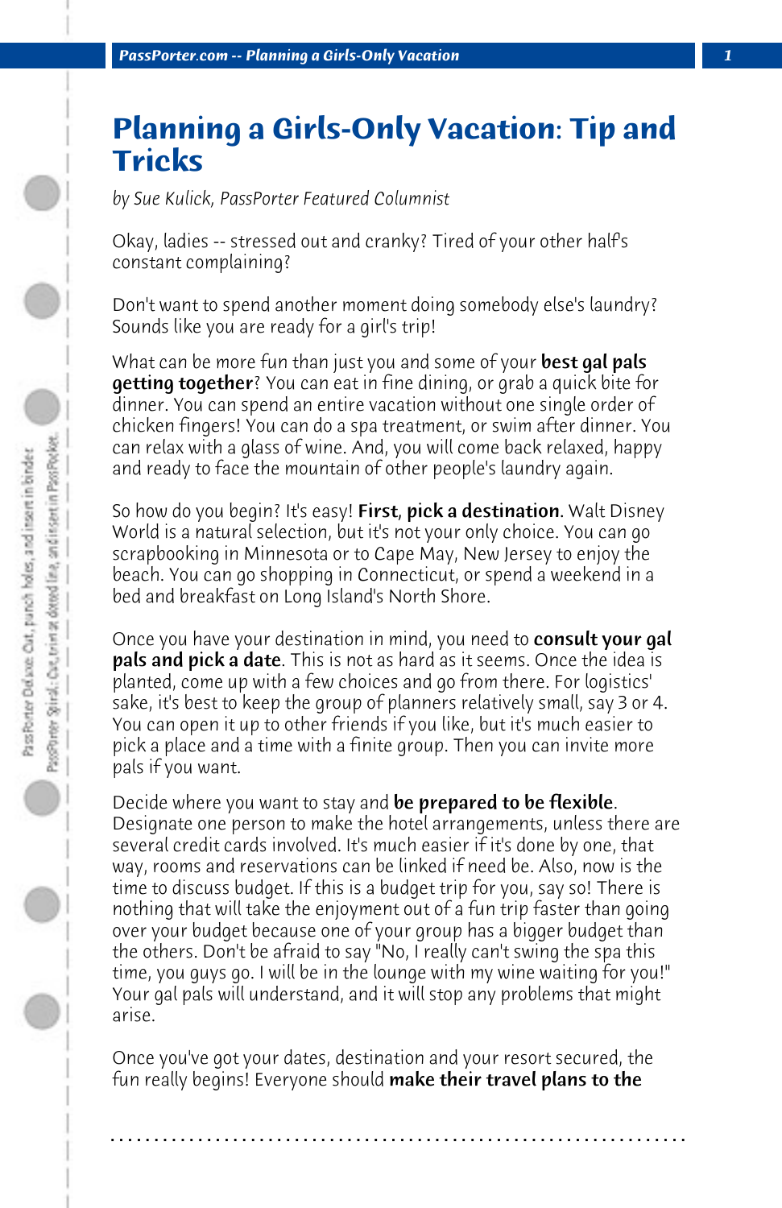# Planning a Girls-Only Vacation: Tip and Tricks

*by Sue Kulick, PassPorter Featured Columnist*

Okay, ladies -- stressed out and cranky? Tired of your other half's constant complaining?

Don't want to spend another moment doing somebody else's laundry? Sounds like you are ready for a girl's trip!

What can be more fun than just you and some of your **best gal pals getting together**? You can eat in fine dining, or grab a quick bite for dinner. You can spend an entire vacation without one single order of chicken fingers! You can do a spa treatment, or swim after dinner. You can relax with a glass of wine. And, you will come back relaxed, happy and ready to face the mountain of other people's laundry again.

So how do you begin? It's easy! **First, pick a destination**. Walt Disney World is a natural selection, but it's not your only choice. You can go scrapbooking in Minnesota or to Cape May, New Jersey to enjoy the beach. You can go shopping in Connecticut, or spend a weekend in a bed and breakfast on Long Island's North Shore.

Once you have your destination in mind, you need to **consult your gal pals and pick a date**. This is not as hard as it seems. Once the idea is planted, come up with a few choices and go from there. For logistics' sake, it's best to keep the group of planners relatively small, say 3 or 4. You can open it up to other friends if you like, but it's much easier to pick a place and a time with a finite group. Then you can invite more pals if you want.

Decide where you want to stay and **be prepared to be flexible**. Designate one person to make the hotel arrangements, unless there are several credit cards involved. It's much easier if it's done by one, that way, rooms and reservations can be linked if need be. Also, now is the time to discuss budget. If this is a budget trip for you, say so! There is nothing that will take the enjoyment out of a fun trip faster than going over your budget because one of your group has a bigger budget than the others. Don't be afraid to say "No, I really can't swing the spa this time, you guys go. I will be in the lounge with my wine waiting for you!" Your gal pals will understand, and it will stop any problems that might arise.

Once you've got your dates, destination and your resort secured, the fun really begins! Everyone should **make their travel plans to the**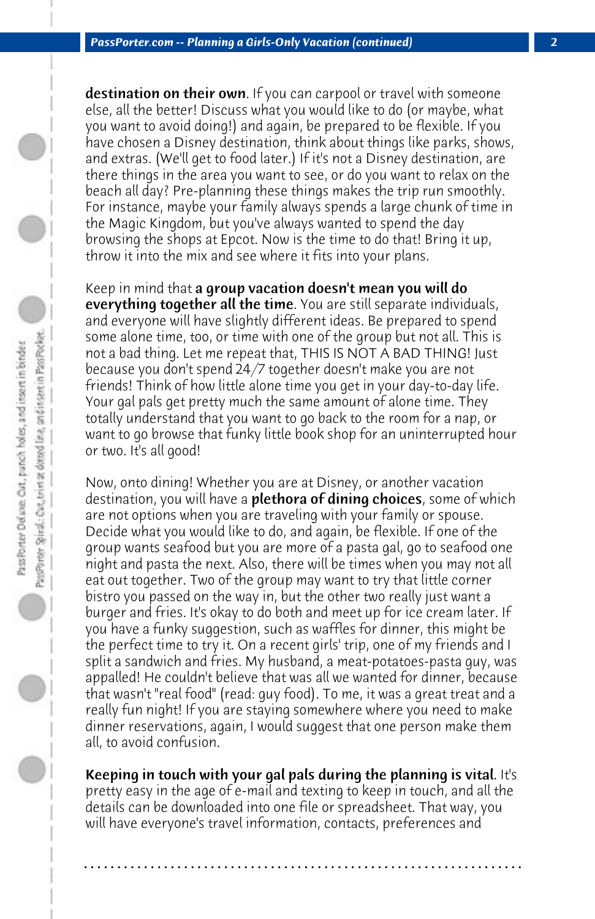**destination on their own**. If you can carpool or travel with someone else, all the better! Discuss what you would like to do (or maybe, what you want to avoid doing!) and again, be prepared to be flexible. If you have chosen a Disney destination, think about things like parks, shows, and extras. (We'll get to food later.) If it's not a Disney destination, are there things in the area you want to see, or do you want to relax on the beach all day? Pre-planning these things makes the trip run smoothly. For instance, maybe your family always spends a large chunk of time in the Magic Kingdom, but you've always wanted to spend the day browsing the shops at Epcot. Now is the time to do that! Bring it up, throw it into the mix and see where it fits into your plans.

Keep in mind that **a group vacation doesn't mean you will do everything together all the time**. You are still separate individuals, and everyone will have slightly different ideas. Be prepared to spend some alone time, too, or time with one of the group but not all. This is not a bad thing. Let me repeat that, THIS IS NOT A BAD THING! Just because you don't spend 24/7 together doesn't make you are not friends! Think of how little alone time you get in your day-to-day life. Your gal pals get pretty much the same amount of alone time. They totally understand that you want to go back to the room for a nap, or want to go browse that funky little book shop for an uninterrupted hour or two. It's all good!

Now, onto dining! Whether you are at Disney, or another vacation destination, you will have a **plethora of dining choices**, some of which are not options when you are traveling with your family or spouse. Decide what you would like to do, and again, be flexible. If one of the group wants seafood but you are more of a pasta gal, go to seafood one night and pasta the next. Also, there will be times when you may not all eat out together. Two of the group may want to try that little corner bistro you passed on the way in, but the other two really just want a burger and fries. It's okay to do both and meet up for ice cream later. If you have a funky suggestion, such as waffles for dinner, this might be the perfect time to try it. On a recent girls' trip, one of my friends and I split a sandwich and fries. My husband, a meat-potatoes-pasta guy, was appalled! He couldn't believe that was all we wanted for dinner, because that wasn't "real food" (read: guy food). To me, it was a great treat and a really fun night! If you are staying somewhere where you need to make dinner reservations, again, I would suggest that one person make them all, to avoid confusion.

**Keeping in touch with your gal pals during the planning is vital**. It's pretty easy in the age of e-mail and texting to keep in touch, and all the details can be downloaded into one file or spreadsheet. That way, you will have everyone's travel information, contacts, preferences and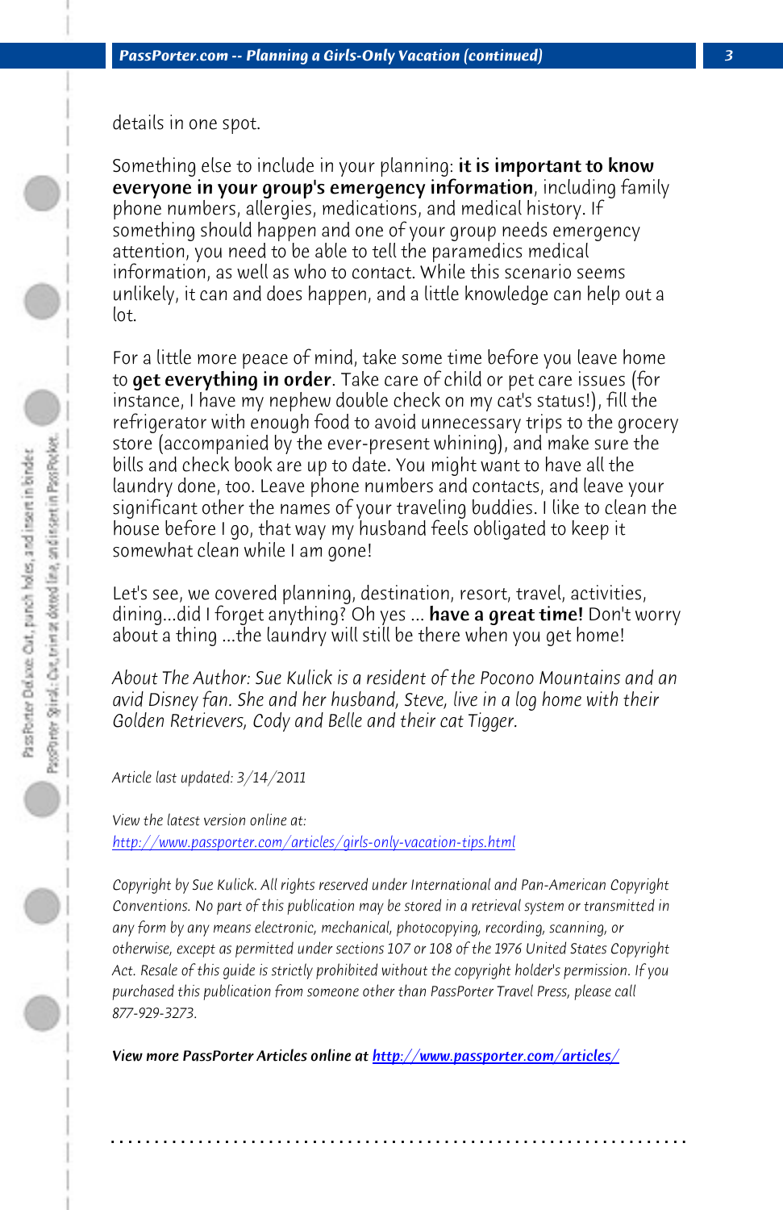details in one spot.

Something else to include in your planning: **it is important to know everyone in your group's emergency information**, including family phone numbers, allergies, medications, and medical history. If something should happen and one of your group needs emergency attention, you need to be able to tell the paramedics medical information, as well as who to contact. While this scenario seems unlikely, it can and does happen, and a little knowledge can help out a lot.

For a little more peace of mind, take some time before you leave home to **get everything in order**. Take care of child or pet care issues (for instance, I have my nephew double check on my cat's status!), fill the refrigerator with enough food to avoid unnecessary trips to the grocery store (accompanied by the ever-present whining), and make sure the bills and check book are up to date. You might want to have all the laundry done, too. Leave phone numbers and contacts, and leave your significant other the names of your traveling buddies. I like to clean the house before I go, that way my husband feels obligated to keep it somewhat clean while I am gone!

Let's see, we covered planning, destination, resort, travel, activities, dining...did I forget anything? Oh yes ... **have a great time!** Don't worry about a thing ...the laundry will still be there when you get home!

*About The Author: Sue Kulick is a resident of the Pocono Mountains and an avid Disney fan. She and her husband, Steve, live in a log home with their Golden Retrievers, Cody and Belle and their cat Tigger.*

*Article last updated: 3/14/2011*

*View the latest version online at:*
*http://www.passporter.com/articles/girls-only-vacation-tips.html*

*Copyright by Sue Kulick. All rights reserved under International and Pan-American Copyright Conventions. No part of this publication may be stored in a retrieval system or transmitted in any form by any means electronic, mechanical, photocopying, recording, scanning, or otherwise, except as permitted under sections 107 or 108 of the 1976 United States Copyright Act. Resale of this guide is strictly prohibited without the copyright holder's permission. If you purchased this publication from someone other than PassPorter Travel Press, please call 877-929-3273.*

***View more PassPorter Articles online at http://www.passporter.com/articles/***